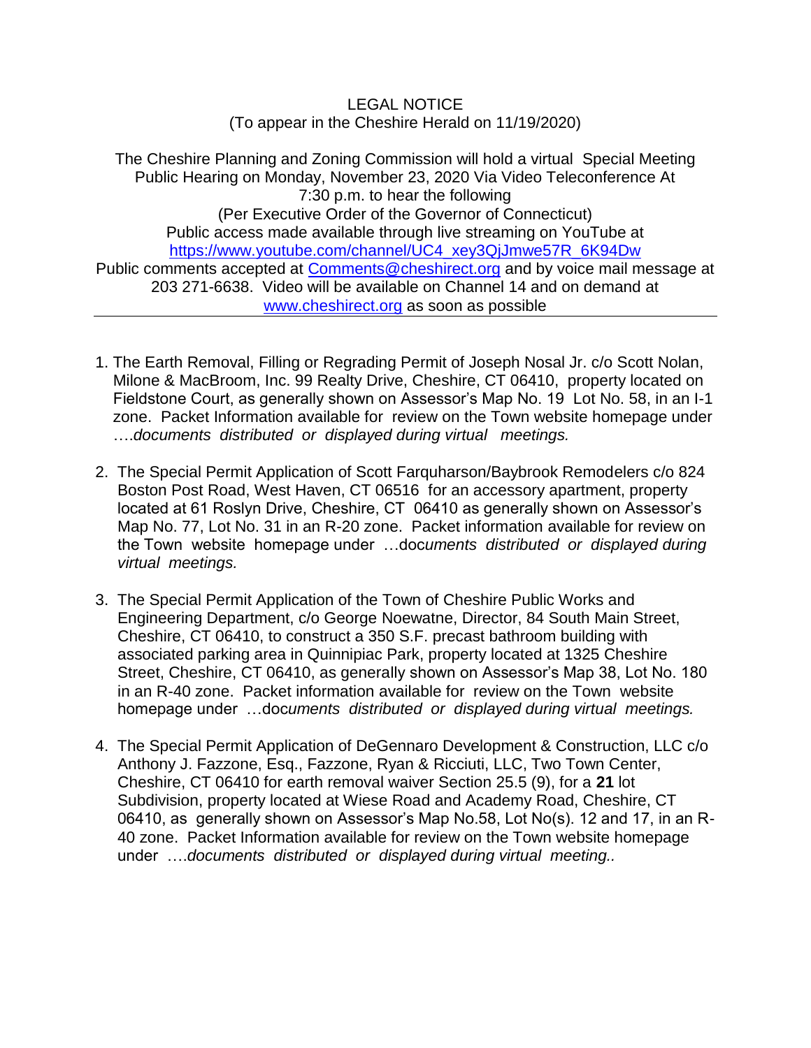LEGAL NOTICE
(To appear in the Cheshire Herald on 11/19/2020)

The Cheshire Planning and Zoning Commission will hold a virtual Special Meeting Public Hearing on Monday, November 23, 2020 Via Video Teleconference At 7:30 p.m. to hear the following
(Per Executive Order of the Governor of Connecticut)
Public access made available through live streaming on YouTube at https://www.youtube.com/channel/UC4_xey3QjJmwe57R_6K94Dw
Public comments accepted at Comments@cheshirect.org and by voice mail message at 203 271-6638. Video will be available on Channel 14 and on demand at www.cheshirect.org as soon as possible

---

1. The Earth Removal, Filling or Regrading Permit of Joseph Nosal Jr. c/o Scott Nolan, Milone & MacBroom, Inc. 99 Realty Drive, Cheshire, CT 06410, property located on Fieldstone Court, as generally shown on Assessor's Map No. 19 Lot No. 58, in an I-1 zone. Packet Information available for review on the Town website homepage under ….*documents distributed or displayed during virtual meetings.*

2. The Special Permit Application of Scott Farquharson/Baybrook Remodelers c/o 824 Boston Post Road, West Haven, CT 06516 for an accessory apartment, property located at 61 Roslyn Drive, Cheshire, CT 06410 as generally shown on Assessor's Map No. 77, Lot No. 31 in an R-20 zone. Packet information available for review on the Town website homepage under …doc*uments distributed or displayed during virtual meetings.*

3. The Special Permit Application of the Town of Cheshire Public Works and Engineering Department, c/o George Noewatne, Director, 84 South Main Street, Cheshire, CT 06410, to construct a 350 S.F. precast bathroom building with associated parking area in Quinnipiac Park, property located at 1325 Cheshire Street, Cheshire, CT 06410, as generally shown on Assessor's Map 38, Lot No. 180 in an R-40 zone. Packet information available for review on the Town website homepage under …doc*uments distributed or displayed during virtual meetings.*

4. The Special Permit Application of DeGennaro Development & Construction, LLC c/o Anthony J. Fazzone, Esq., Fazzone, Ryan & Ricciuti, LLC, Two Town Center, Cheshire, CT 06410 for earth removal waiver Section 25.5 (9), for a **21** lot Subdivision, property located at Wiese Road and Academy Road, Cheshire, CT 06410, as generally shown on Assessor's Map No.58, Lot No(s). 12 and 17, in an R-40 zone. Packet Information available for review on the Town website homepage under ….*documents distributed or displayed during virtual meeting..*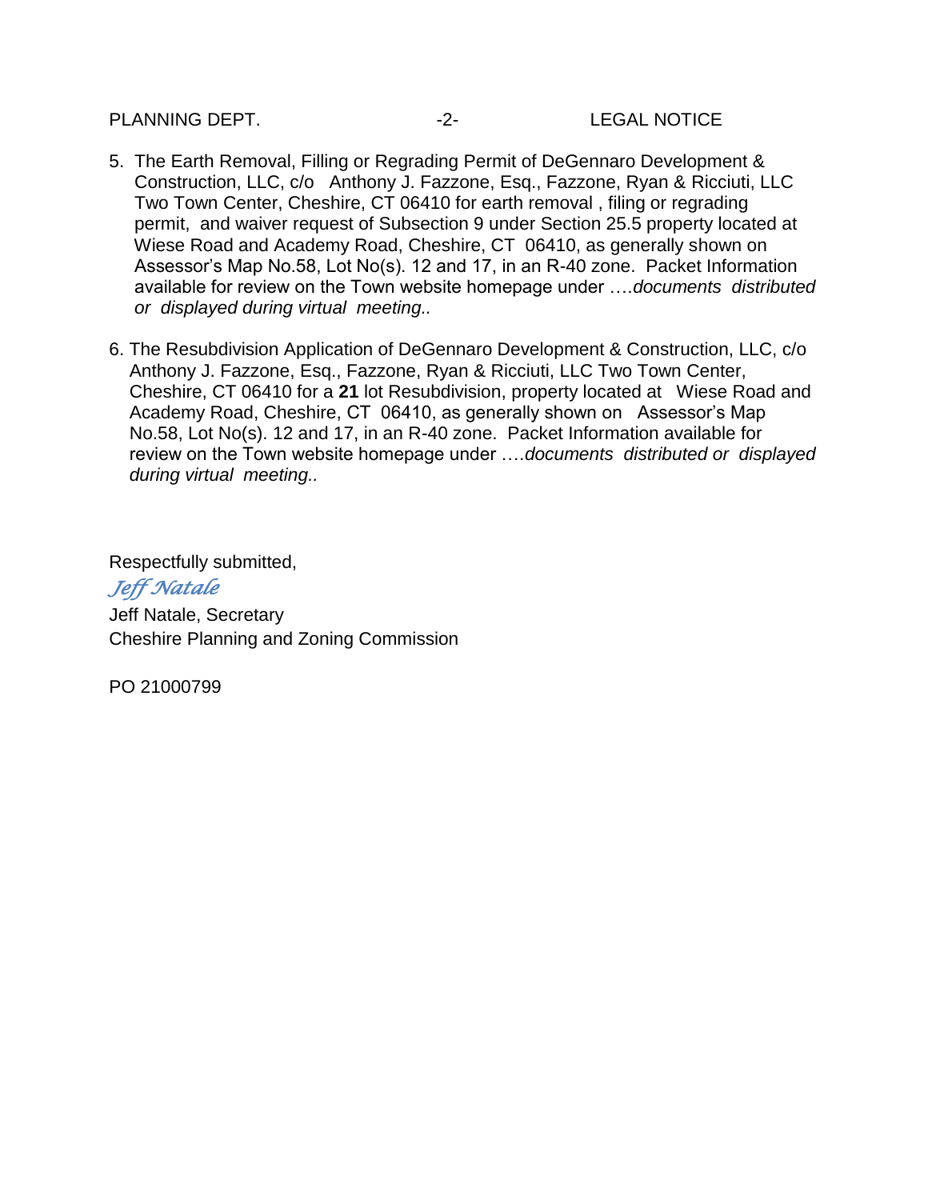5. The Earth Removal, Filling or Regrading Permit of DeGennaro Development & Construction, LLC, c/o Anthony J. Fazzone, Esq., Fazzone, Ryan & Ricciuti, LLC Two Town Center, Cheshire, CT 06410 for earth removal , filing or regrading permit, and waiver request of Subsection 9 under Section 25.5 property located at Wiese Road and Academy Road, Cheshire, CT 06410, as generally shown on Assessor's Map No.58, Lot No(s). 12 and 17, in an R-40 zone. Packet Information available for review on the Town website homepage under ….*documents distributed or displayed during virtual meeting..*

6. The Resubdivision Application of DeGennaro Development & Construction, LLC, c/o Anthony J. Fazzone, Esq., Fazzone, Ryan & Ricciuti, LLC Two Town Center, Cheshire, CT 06410 for a **21** lot Resubdivision, property located at Wiese Road and Academy Road, Cheshire, CT 06410, as generally shown on Assessor's Map No.58, Lot No(s). 12 and 17, in an R-40 zone. Packet Information available for review on the Town website homepage under ….*documents distributed or displayed during virtual meeting..*

Respectfully submitted,

*Jeff Natale*

Jeff Natale, Secretary
Cheshire Planning and Zoning Commission

PO 21000799